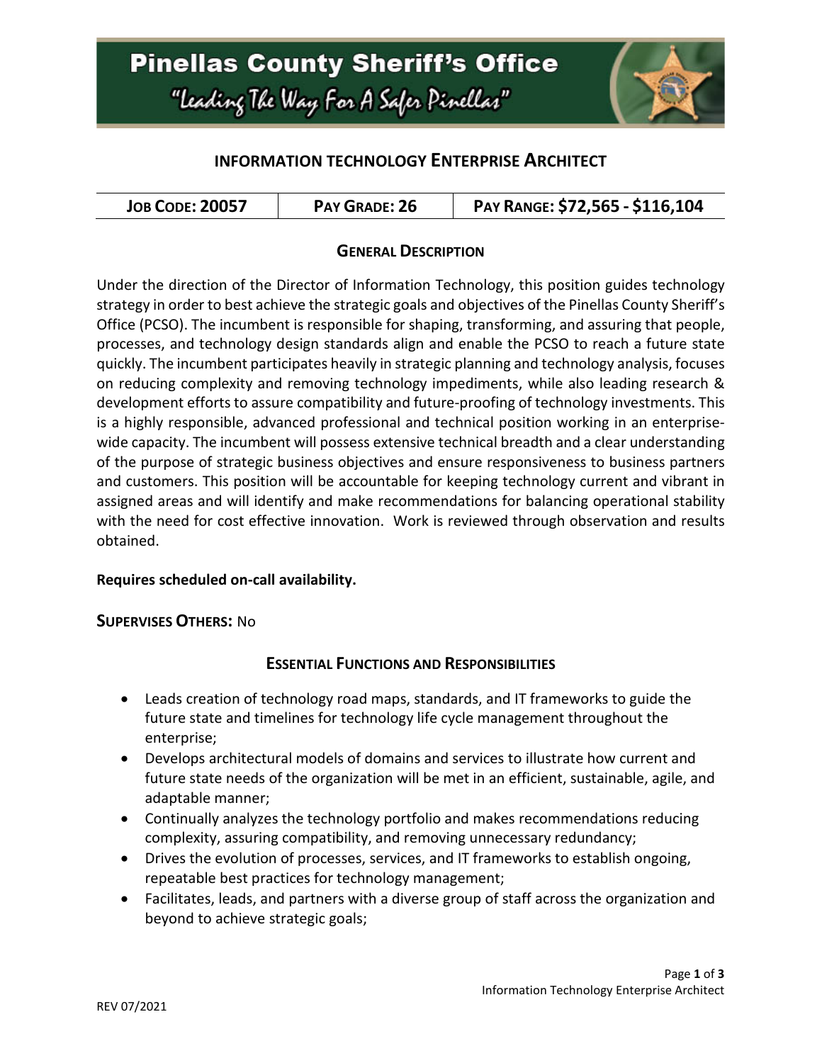# Pinellas County Sheriff's Office

"Leading The Way For A Safer Pinellas"

## INFORMATION TECHNOLOGY ENTERPRISE ARCHITECT

| JOB CODE: 20057 | PAY GRADE: 26 | PAY RANGE: $72,565 - $116,104 |
|---|---|---|

### GENERAL DESCRIPTION

Under the direction of the Director of Information Technology, this position guides technology strategy in order to best achieve the strategic goals and objectives of the Pinellas County Sheriff's Office (PCSO). The incumbent is responsible for shaping, transforming, and assuring that people, processes, and technology design standards align and enable the PCSO to reach a future state quickly. The incumbent participates heavily in strategic planning and technology analysis, focuses on reducing complexity and removing technology impediments, while also leading research & development efforts to assure compatibility and future-proofing of technology investments. This is a highly responsible, advanced professional and technical position working in an enterprise-wide capacity. The incumbent will possess extensive technical breadth and a clear understanding of the purpose of strategic business objectives and ensure responsiveness to business partners and customers. This position will be accountable for keeping technology current and vibrant in assigned areas and will identify and make recommendations for balancing operational stability with the need for cost effective innovation. Work is reviewed through observation and results obtained.

**Requires scheduled on-call availability.**

**SUPERVISES OTHERS:** No

### ESSENTIAL FUNCTIONS AND RESPONSIBILITIES

- Leads creation of technology road maps, standards, and IT frameworks to guide the future state and timelines for technology life cycle management throughout the enterprise;
- Develops architectural models of domains and services to illustrate how current and future state needs of the organization will be met in an efficient, sustainable, agile, and adaptable manner;
- Continually analyzes the technology portfolio and makes recommendations reducing complexity, assuring compatibility, and removing unnecessary redundancy;
- Drives the evolution of processes, services, and IT frameworks to establish ongoing, repeatable best practices for technology management;
- Facilitates, leads, and partners with a diverse group of staff across the organization and beyond to achieve strategic goals;

REV 07/2021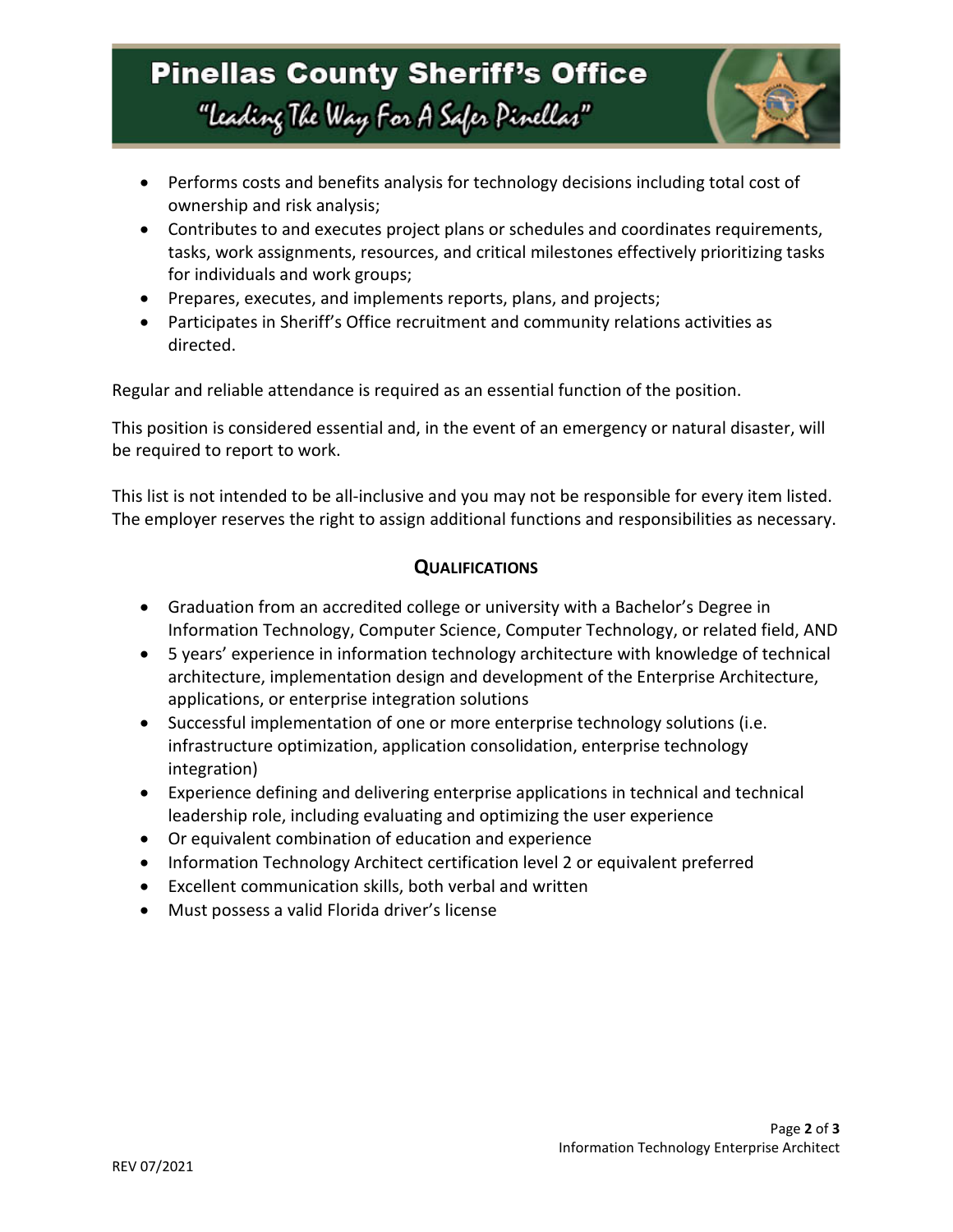- Performs costs and benefits analysis for technology decisions including total cost of ownership and risk analysis;
- Contributes to and executes project plans or schedules and coordinates requirements, tasks, work assignments, resources, and critical milestones effectively prioritizing tasks for individuals and work groups;
- Prepares, executes, and implements reports, plans, and projects;
- Participates in Sheriff's Office recruitment and community relations activities as directed.

Regular and reliable attendance is required as an essential function of the position.

This position is considered essential and, in the event of an emergency or natural disaster, will be required to report to work.

This list is not intended to be all-inclusive and you may not be responsible for every item listed. The employer reserves the right to assign additional functions and responsibilities as necessary.

## Qualifications

- Graduation from an accredited college or university with a Bachelor's Degree in Information Technology, Computer Science, Computer Technology, or related field, AND
- 5 years' experience in information technology architecture with knowledge of technical architecture, implementation design and development of the Enterprise Architecture, applications, or enterprise integration solutions
- Successful implementation of one or more enterprise technology solutions (i.e. infrastructure optimization, application consolidation, enterprise technology integration)
- Experience defining and delivering enterprise applications in technical and technical leadership role, including evaluating and optimizing the user experience
- Or equivalent combination of education and experience
- Information Technology Architect certification level 2 or equivalent preferred
- Excellent communication skills, both verbal and written
- Must possess a valid Florida driver's license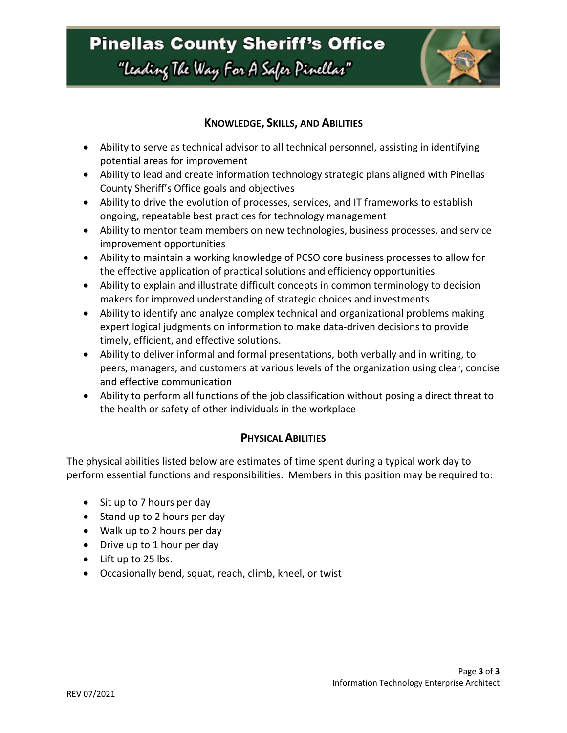## Knowledge, Skills, and Abilities

- Ability to serve as technical advisor to all technical personnel, assisting in identifying potential areas for improvement
- Ability to lead and create information technology strategic plans aligned with Pinellas County Sheriff's Office goals and objectives
- Ability to drive the evolution of processes, services, and IT frameworks to establish ongoing, repeatable best practices for technology management
- Ability to mentor team members on new technologies, business processes, and service improvement opportunities
- Ability to maintain a working knowledge of PCSO core business processes to allow for the effective application of practical solutions and efficiency opportunities
- Ability to explain and illustrate difficult concepts in common terminology to decision makers for improved understanding of strategic choices and investments
- Ability to identify and analyze complex technical and organizational problems making expert logical judgments on information to make data-driven decisions to provide timely, efficient, and effective solutions.
- Ability to deliver informal and formal presentations, both verbally and in writing, to peers, managers, and customers at various levels of the organization using clear, concise and effective communication
- Ability to perform all functions of the job classification without posing a direct threat to the health or safety of other individuals in the workplace

## Physical Abilities

The physical abilities listed below are estimates of time spent during a typical work day to perform essential functions and responsibilities. Members in this position may be required to:

- Sit up to 7 hours per day
- Stand up to 2 hours per day
- Walk up to 2 hours per day
- Drive up to 1 hour per day
- Lift up to 25 lbs.
- Occasionally bend, squat, reach, climb, kneel, or twist

REV 07/2021